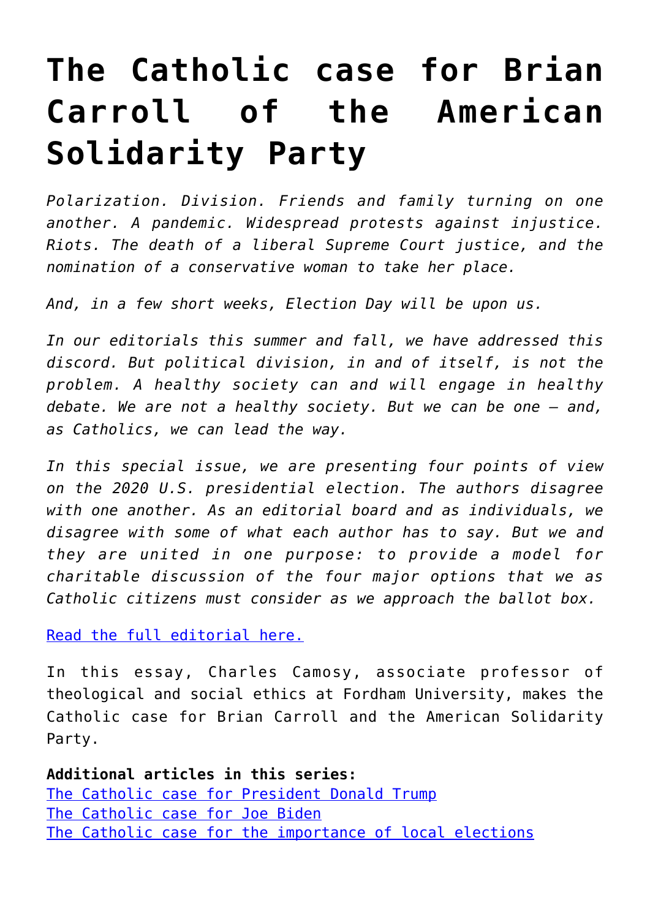# The Catholic case for Brian Carroll of the American Solidarity Party

*Polarization. Division. Friends and family turning on one another. A pandemic. Widespread protests against injustice. Riots. The death of a liberal Supreme Court justice, and the nomination of a conservative woman to take her place.*

*And, in a few short weeks, Election Day will be upon us.*

*In our editorials this summer and fall, we have addressed this discord. But political division, in and of itself, is not the problem. A healthy society can and will engage in healthy debate. We are not a healthy society. But we can be one — and, as Catholics, we can lead the way.*

*In this special issue, we are presenting four points of view on the 2020 U.S. presidential election. The authors disagree with one another. As an editorial board and as individuals, we disagree with some of what each author has to say. But we and they are united in one purpose: to provide a model for charitable discussion of the four major options that we as Catholic citizens must consider as we approach the ballot box.*

Read the full editorial here.

In this essay, Charles Camosy, associate professor of theological and social ethics at Fordham University, makes the Catholic case for Brian Carroll and the American Solidarity Party.

**Additional articles in this series:**
The Catholic case for President Donald Trump
The Catholic case for Joe Biden
The Catholic case for the importance of local elections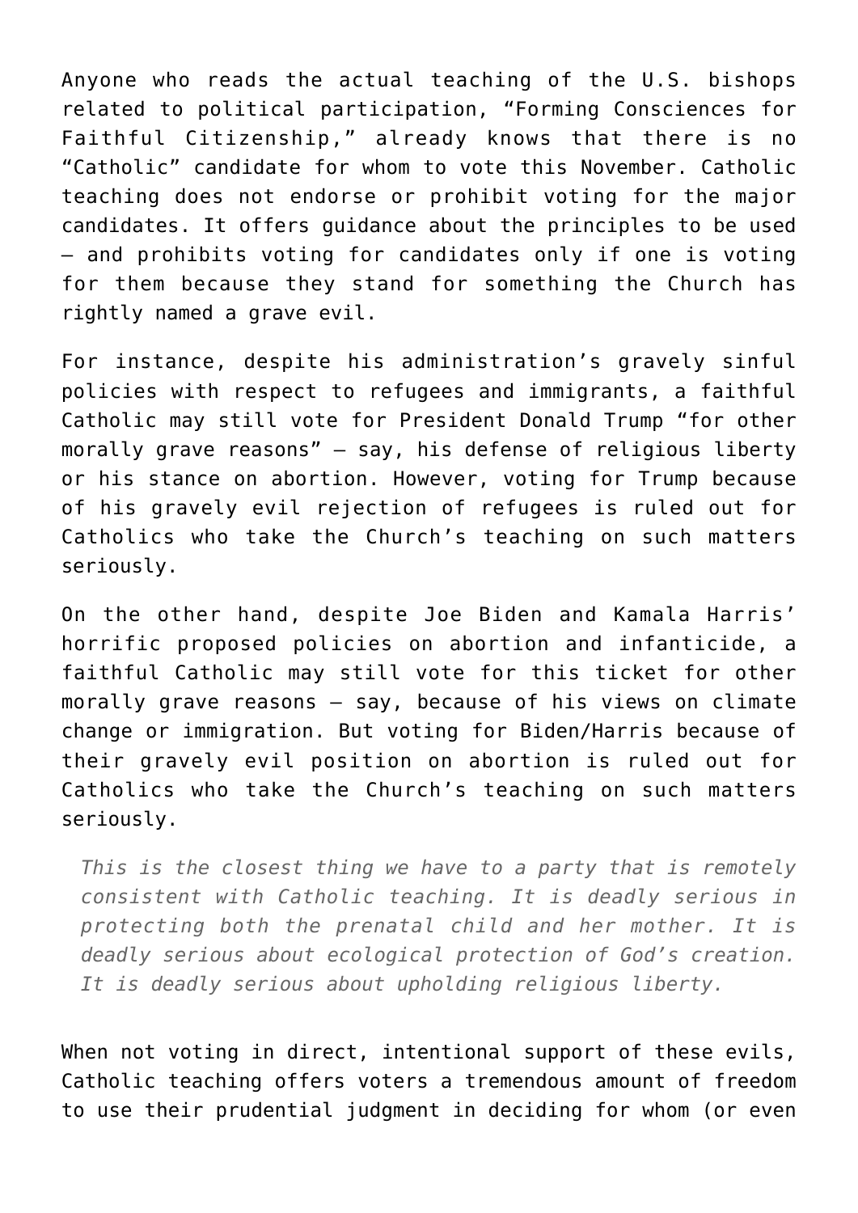Anyone who reads the actual teaching of the U.S. bishops related to political participation, "Forming Consciences for Faithful Citizenship," already knows that there is no "Catholic" candidate for whom to vote this November. Catholic teaching does not endorse or prohibit voting for the major candidates. It offers guidance about the principles to be used — and prohibits voting for candidates only if one is voting for them because they stand for something the Church has rightly named a grave evil.

For instance, despite his administration's gravely sinful policies with respect to refugees and immigrants, a faithful Catholic may still vote for President Donald Trump "for other morally grave reasons" — say, his defense of religious liberty or his stance on abortion. However, voting for Trump because of his gravely evil rejection of refugees is ruled out for Catholics who take the Church's teaching on such matters seriously.

On the other hand, despite Joe Biden and Kamala Harris' horrific proposed policies on abortion and infanticide, a faithful Catholic may still vote for this ticket for other morally grave reasons — say, because of his views on climate change or immigration. But voting for Biden/Harris because of their gravely evil position on abortion is ruled out for Catholics who take the Church's teaching on such matters seriously.

> *This is the closest thing we have to a party that is remotely consistent with Catholic teaching. It is deadly serious in protecting both the prenatal child and her mother. It is deadly serious about ecological protection of God's creation. It is deadly serious about upholding religious liberty.*

When not voting in direct, intentional support of these evils, Catholic teaching offers voters a tremendous amount of freedom to use their prudential judgment in deciding for whom (or even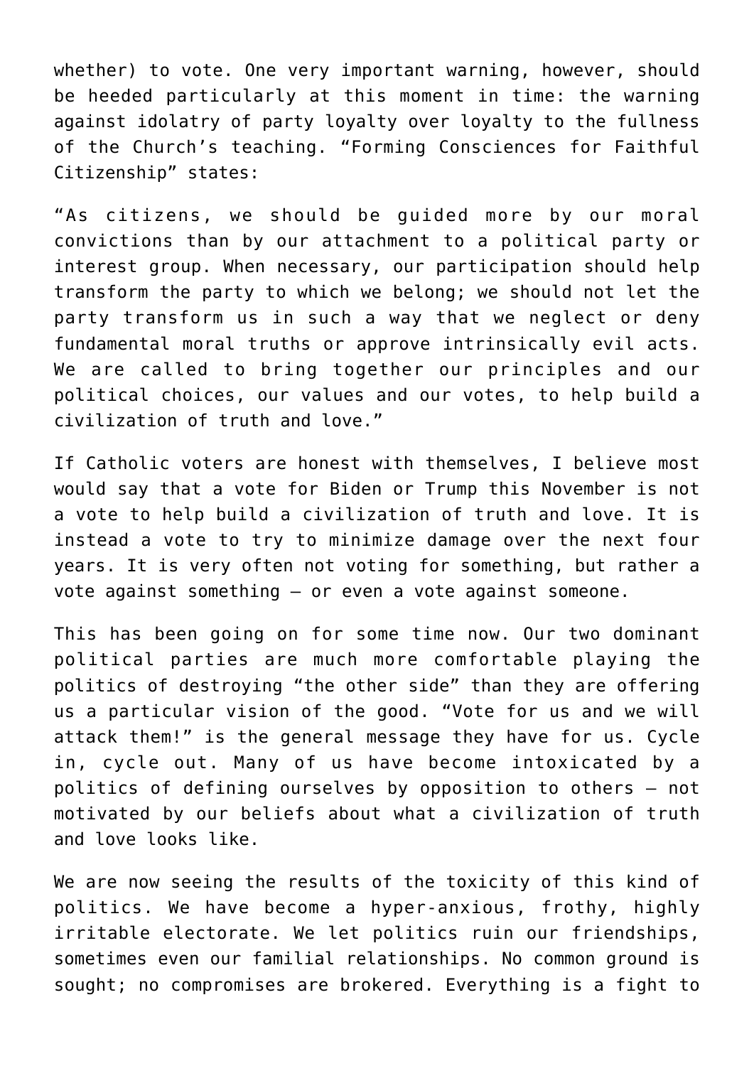whether) to vote. One very important warning, however, should be heeded particularly at this moment in time: the warning against idolatry of party loyalty over loyalty to the fullness of the Church's teaching. "Forming Consciences for Faithful Citizenship" states:

"As citizens, we should be guided more by our moral convictions than by our attachment to a political party or interest group. When necessary, our participation should help transform the party to which we belong; we should not let the party transform us in such a way that we neglect or deny fundamental moral truths or approve intrinsically evil acts. We are called to bring together our principles and our political choices, our values and our votes, to help build a civilization of truth and love."

If Catholic voters are honest with themselves, I believe most would say that a vote for Biden or Trump this November is not a vote to help build a civilization of truth and love. It is instead a vote to try to minimize damage over the next four years. It is very often not voting for something, but rather a vote against something – or even a vote against someone.

This has been going on for some time now. Our two dominant political parties are much more comfortable playing the politics of destroying "the other side" than they are offering us a particular vision of the good. "Vote for us and we will attack them!" is the general message they have for us. Cycle in, cycle out. Many of us have become intoxicated by a politics of defining ourselves by opposition to others – not motivated by our beliefs about what a civilization of truth and love looks like.

We are now seeing the results of the toxicity of this kind of politics. We have become a hyper-anxious, frothy, highly irritable electorate. We let politics ruin our friendships, sometimes even our familial relationships. No common ground is sought; no compromises are brokered. Everything is a fight to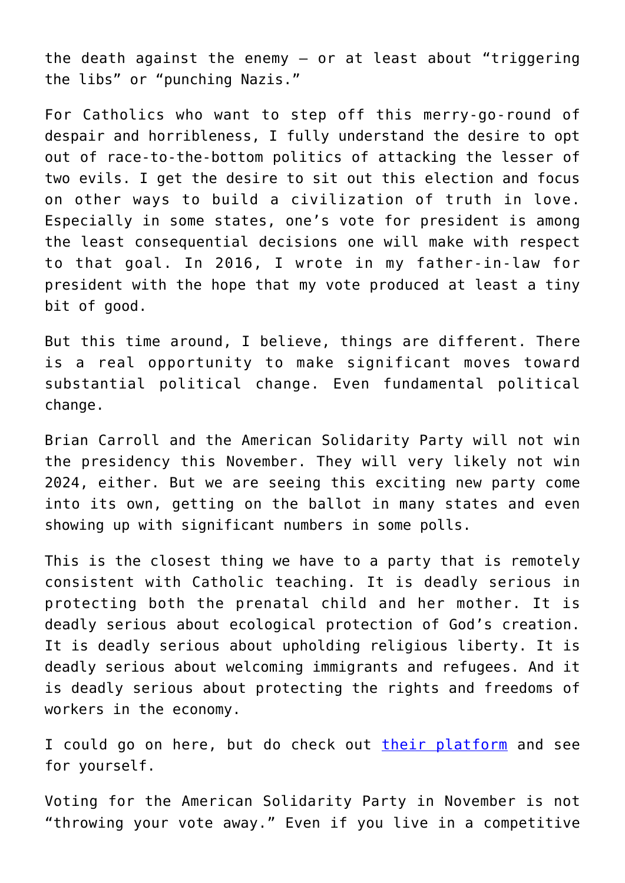the death against the enemy — or at least about "triggering the libs" or "punching Nazis."

For Catholics who want to step off this merry-go-round of despair and horribleness, I fully understand the desire to opt out of race-to-the-bottom politics of attacking the lesser of two evils. I get the desire to sit out this election and focus on other ways to build a civilization of truth in love. Especially in some states, one's vote for president is among the least consequential decisions one will make with respect to that goal. In 2016, I wrote in my father-in-law for president with the hope that my vote produced at least a tiny bit of good.

But this time around, I believe, things are different. There is a real opportunity to make significant moves toward substantial political change. Even fundamental political change.

Brian Carroll and the American Solidarity Party will not win the presidency this November. They will very likely not win 2024, either. But we are seeing this exciting new party come into its own, getting on the ballot in many states and even showing up with significant numbers in some polls.

This is the closest thing we have to a party that is remotely consistent with Catholic teaching. It is deadly serious in protecting both the prenatal child and her mother. It is deadly serious about ecological protection of God's creation. It is deadly serious about upholding religious liberty. It is deadly serious about welcoming immigrants and refugees. And it is deadly serious about protecting the rights and freedoms of workers in the economy.

I could go on here, but do check out their platform and see for yourself.

Voting for the American Solidarity Party in November is not "throwing your vote away." Even if you live in a competitive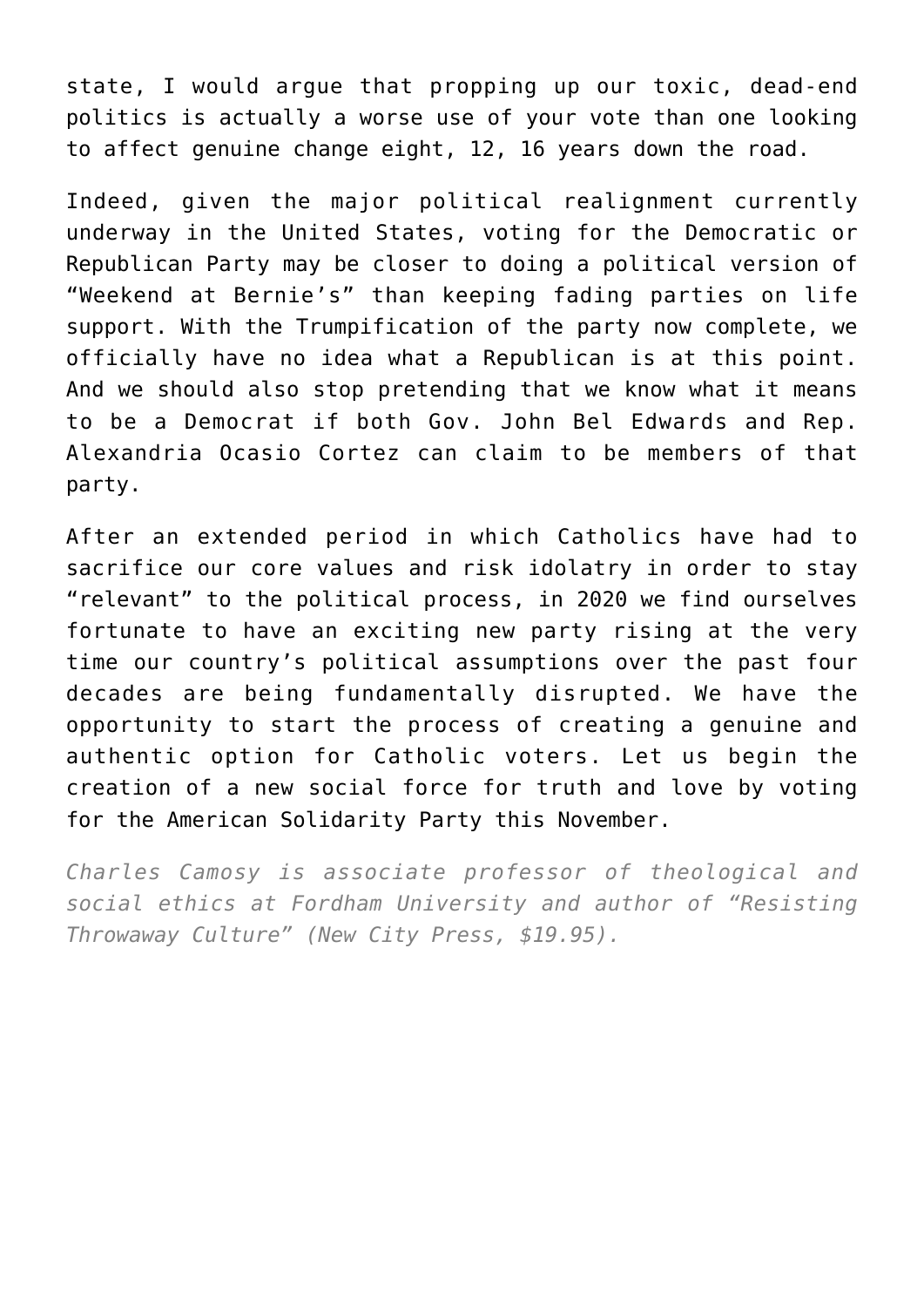state, I would argue that propping up our toxic, dead-end politics is actually a worse use of your vote than one looking to affect genuine change eight, 12, 16 years down the road.

Indeed, given the major political realignment currently underway in the United States, voting for the Democratic or Republican Party may be closer to doing a political version of "Weekend at Bernie's" than keeping fading parties on life support. With the Trumpification of the party now complete, we officially have no idea what a Republican is at this point. And we should also stop pretending that we know what it means to be a Democrat if both Gov. John Bel Edwards and Rep. Alexandria Ocasio Cortez can claim to be members of that party.

After an extended period in which Catholics have had to sacrifice our core values and risk idolatry in order to stay "relevant" to the political process, in 2020 we find ourselves fortunate to have an exciting new party rising at the very time our country's political assumptions over the past four decades are being fundamentally disrupted. We have the opportunity to start the process of creating a genuine and authentic option for Catholic voters. Let us begin the creation of a new social force for truth and love by voting for the American Solidarity Party this November.

*Charles Camosy is associate professor of theological and social ethics at Fordham University and author of "Resisting Throwaway Culture" (New City Press, $19.95).*